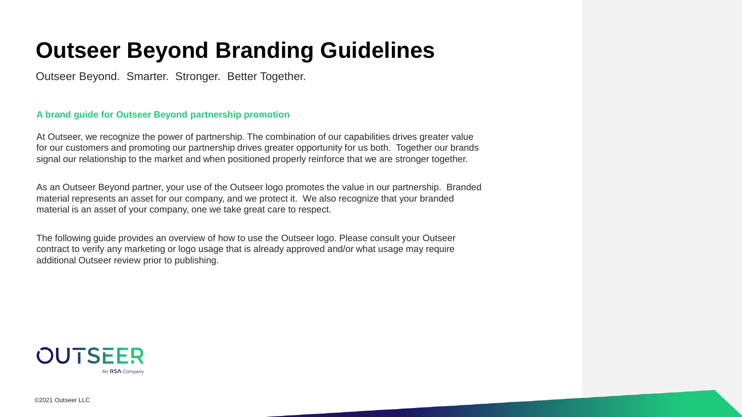# Outseer Beyond Branding Guidelines

Outseer Beyond.  Smarter.  Stronger.  Better Together.

**A brand guide for Outseer Beyond partnership promotion**

At Outseer, we recognize the power of partnership. The combination of our capabilities drives greater value for our customers and promoting our partnership drives greater opportunity for us both.  Together our brands signal our relationship to the market and when positioned properly reinforce that we are stronger together.

As an Outseer Beyond partner, your use of the Outseer logo promotes the value in our partnership.  Branded material represents an asset for our company, and we protect it.  We also recognize that your branded material is an asset of your company, one we take great care to respect.

The following guide provides an overview of how to use the Outseer logo. Please consult your Outseer contract to verify any marketing or logo usage that is already approved and/or what usage may require additional Outseer review prior to publishing.

OUTSEER
An RSA Company

©2021 Outseer LLC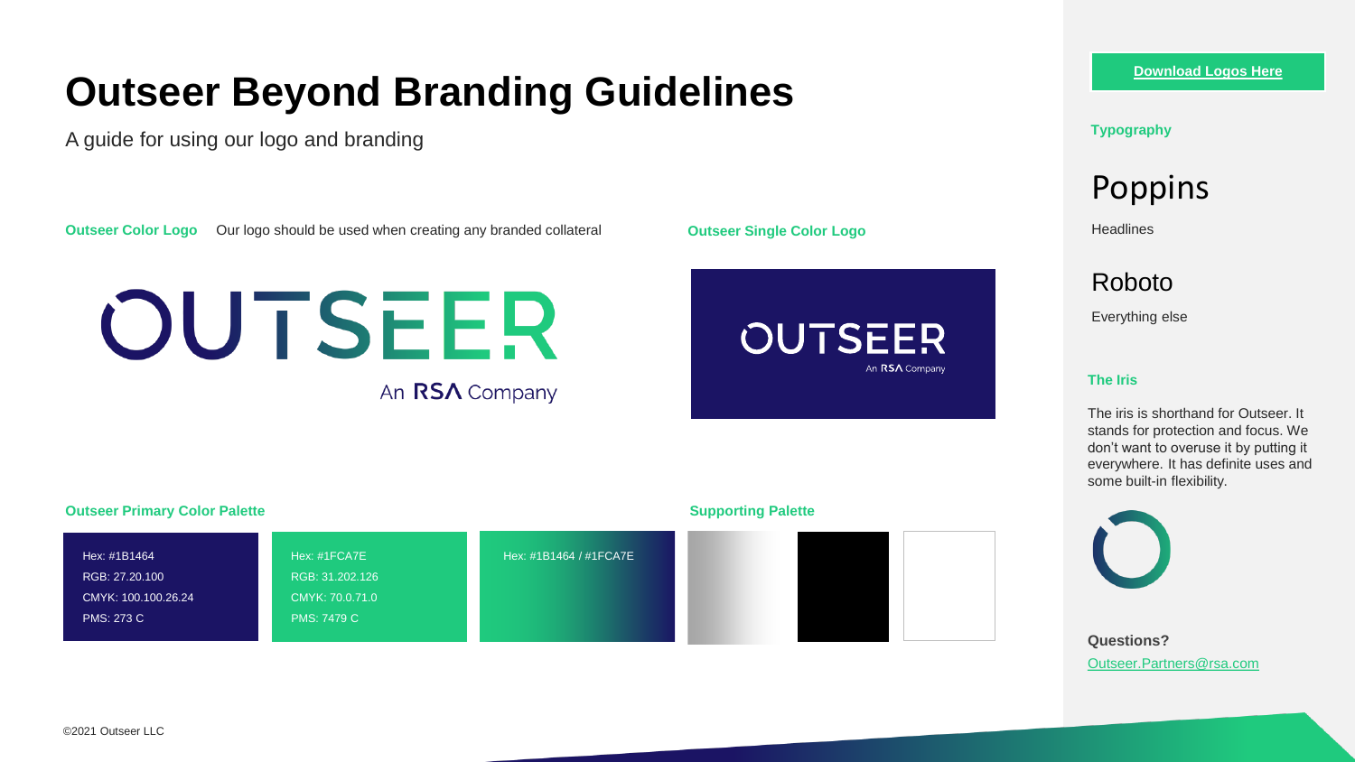# Outseer Beyond Branding Guidelines

A guide for using our logo and branding

**Outseer Color Logo** Our logo should be used when creating any branded collateral

OUTSEER

An RSA Company

**Outseer Single Color Logo**

OUTSEER

An RSA Company

**Outseer Primary Color Palette**

Hex: #1B1464
RGB: 27.20.100
CMYK: 100.100.26.24
PMS: 273 C

Hex: #1FCA7E
RGB: 31.202.126
CMYK: 70.0.71.0
PMS: 7479 C

Hex: #1B1464 / #1FCA7E

**Supporting Palette**

Download Logos Here

**Typography**

Poppins

Headlines

Roboto

Everything else

**The Iris**

The iris is shorthand for Outseer. It stands for protection and focus. We don't want to overuse it by putting it everywhere. It has definite uses and some built-in flexibility.

**Questions?**

Outseer.Partners@rsa.com

©2021 Outseer LLC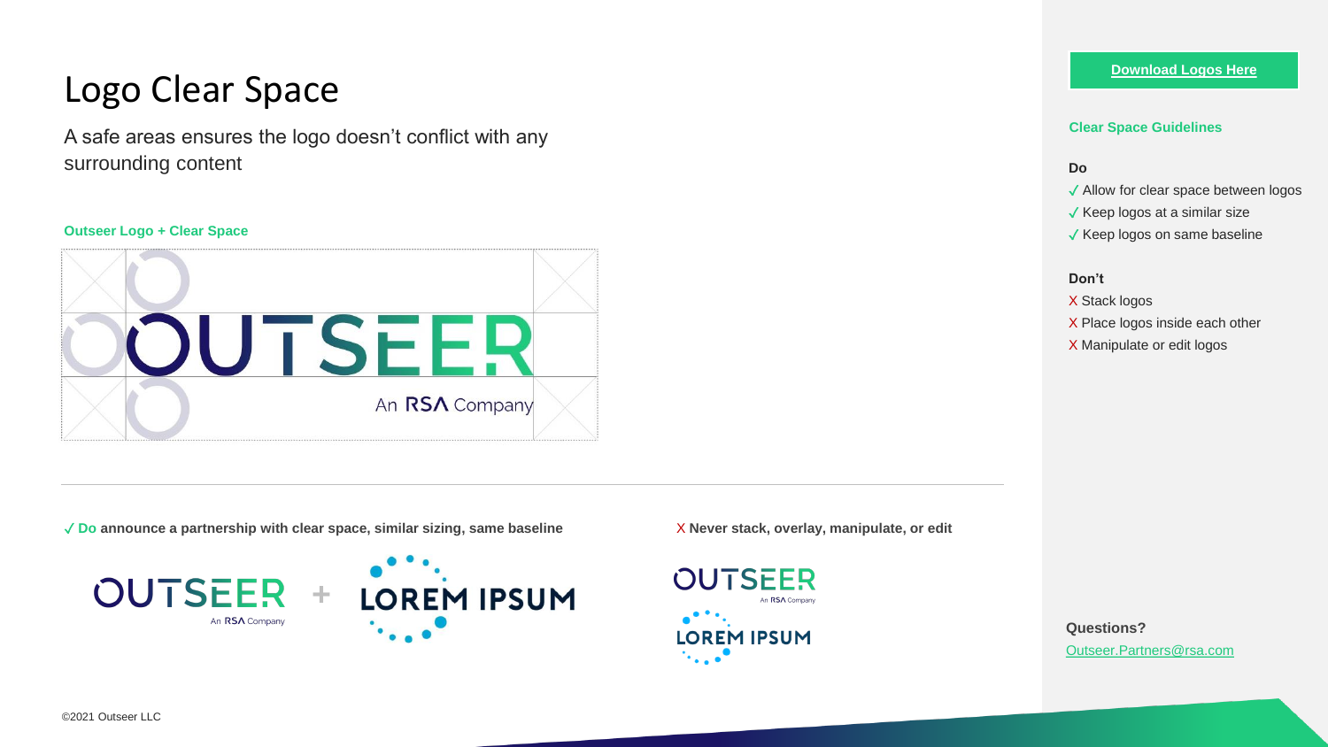# Logo Clear Space

A safe areas ensures the logo doesn't conflict with any surrounding content

**Outseer Logo + Clear Space**

OUTSEER

An RSA Company

---

✓ **Do announce a partnership with clear space, similar sizing, same baseline**

OUTSEER + LOREM IPSUM

An RSA Company

X **Never stack, overlay, manipulate, or edit**

OUTSEER

An RSA Company

LOREM IPSUM

©2021 Outseer LLC

**Download Logos Here**

**Clear Space Guidelines**

**Do**

✓ Allow for clear space between logos
✓ Keep logos at a similar size
✓ Keep logos on same baseline

**Don't**

X Stack logos
X Place logos inside each other
X Manipulate or edit logos

**Questions?**

Outseer.Partners@rsa.com